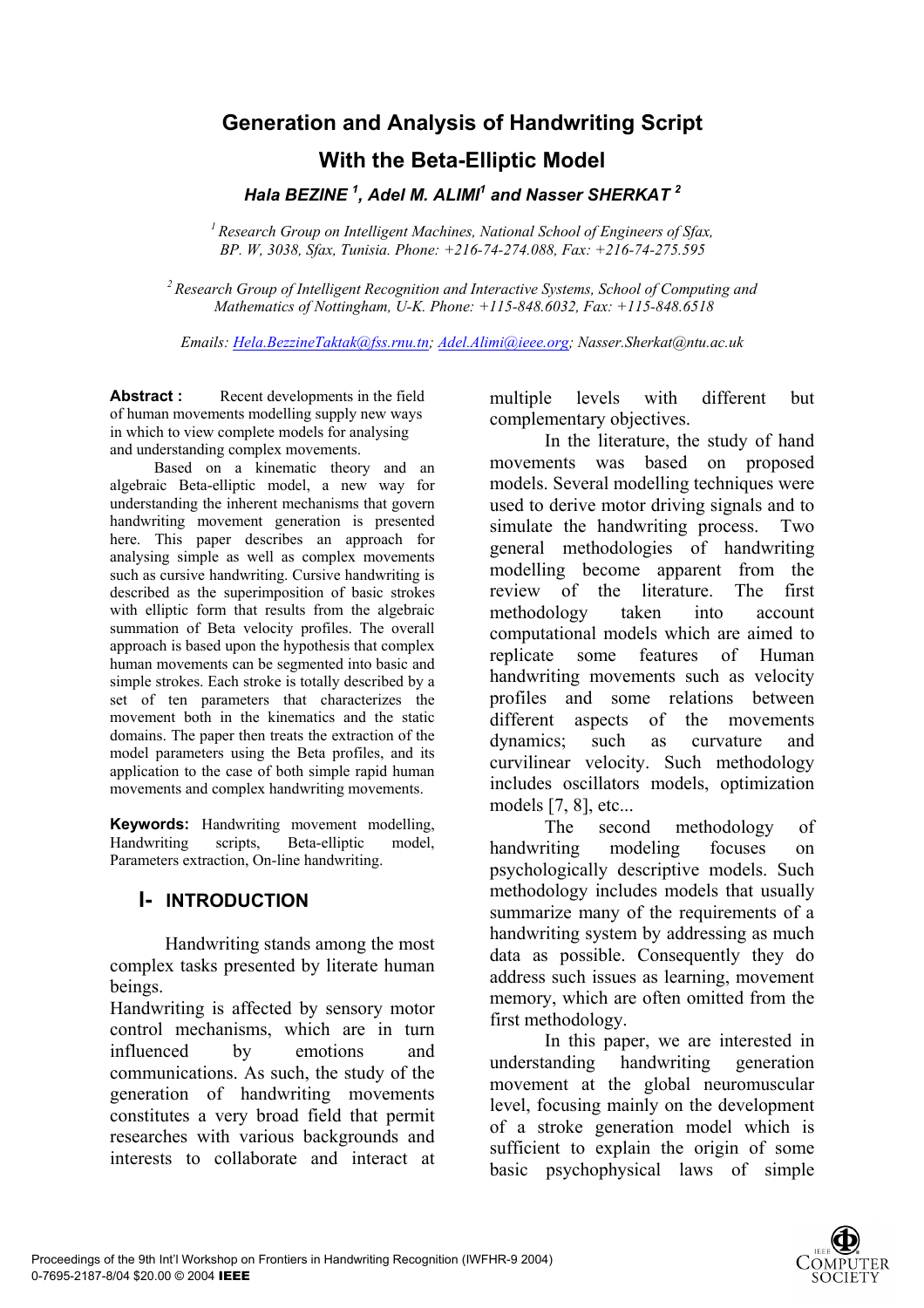# Generation and Analysis of Handwriting Script With the Beta-Elliptic Model

***Hala BEZINE [1], Adel M. ALIMI[1] and Nasser SHERKAT [2]***

*[1] Research Group on Intelligent Machines, National School of Engineers of Sfax, BP. W, 3038, Sfax, Tunisia. Phone: +216-74-274.088, Fax: +216-74-275.595*

*[2] Research Group of Intelligent Recognition and Interactive Systems, School of Computing and Mathematics of Nottingham, U-K. Phone: +115-848.6032, Fax: +115-848.6518*

*Emails: Hela.BezzineTaktak@fss.rnu.tn; Adel.Alimi@ieee.org; Nasser.Sherkat@ntu.ac.uk*

**Abstract :** Recent developments in the field of human movements modelling supply new ways in which to view complete models for analysing and understanding complex movements.

Based on a kinematic theory and an algebraic Beta-elliptic model, a new way for understanding the inherent mechanisms that govern handwriting movement generation is presented here. This paper describes an approach for analysing simple as well as complex movements such as cursive handwriting. Cursive handwriting is described as the superimposition of basic strokes with elliptic form that results from the algebraic summation of Beta velocity profiles. The overall approach is based upon the hypothesis that complex human movements can be segmented into basic and simple strokes. Each stroke is totally described by a set of ten parameters that characterizes the movement both in the kinematics and the static domains. The paper then treats the extraction of the model parameters using the Beta profiles, and its application to the case of both simple rapid human movements and complex handwriting movements.

**Keywords:** Handwriting movement modelling, Handwriting scripts, Beta-elliptic model, Parameters extraction, On-line handwriting.

## I- INTRODUCTION

Handwriting stands among the most complex tasks presented by literate human beings.

Handwriting is affected by sensory motor control mechanisms, which are in turn influenced by emotions and communications. As such, the study of the generation of handwriting movements constitutes a very broad field that permit researches with various backgrounds and interests to collaborate and interact at multiple levels with different but complementary objectives.

In the literature, the study of hand movements was based on proposed models. Several modelling techniques were used to derive motor driving signals and to simulate the handwriting process. Two general methodologies of handwriting modelling become apparent from the review of the literature. The first methodology taken into account computational models which are aimed to replicate some features of Human handwriting movements such as velocity profiles and some relations between different aspects of the movements dynamics; such as curvature and curvilinear velocity. Such methodology includes oscillators models, optimization models [7, 8], etc...

The second methodology of handwriting modeling focuses on psychologically descriptive models. Such methodology includes models that usually summarize many of the requirements of a handwriting system by addressing as much data as possible. Consequently they do address such issues as learning, movement memory, which are often omitted from the first methodology.

In this paper, we are interested in understanding handwriting generation movement at the global neuromuscular level, focusing mainly on the development of a stroke generation model which is sufficient to explain the origin of some basic psychophysical laws of simple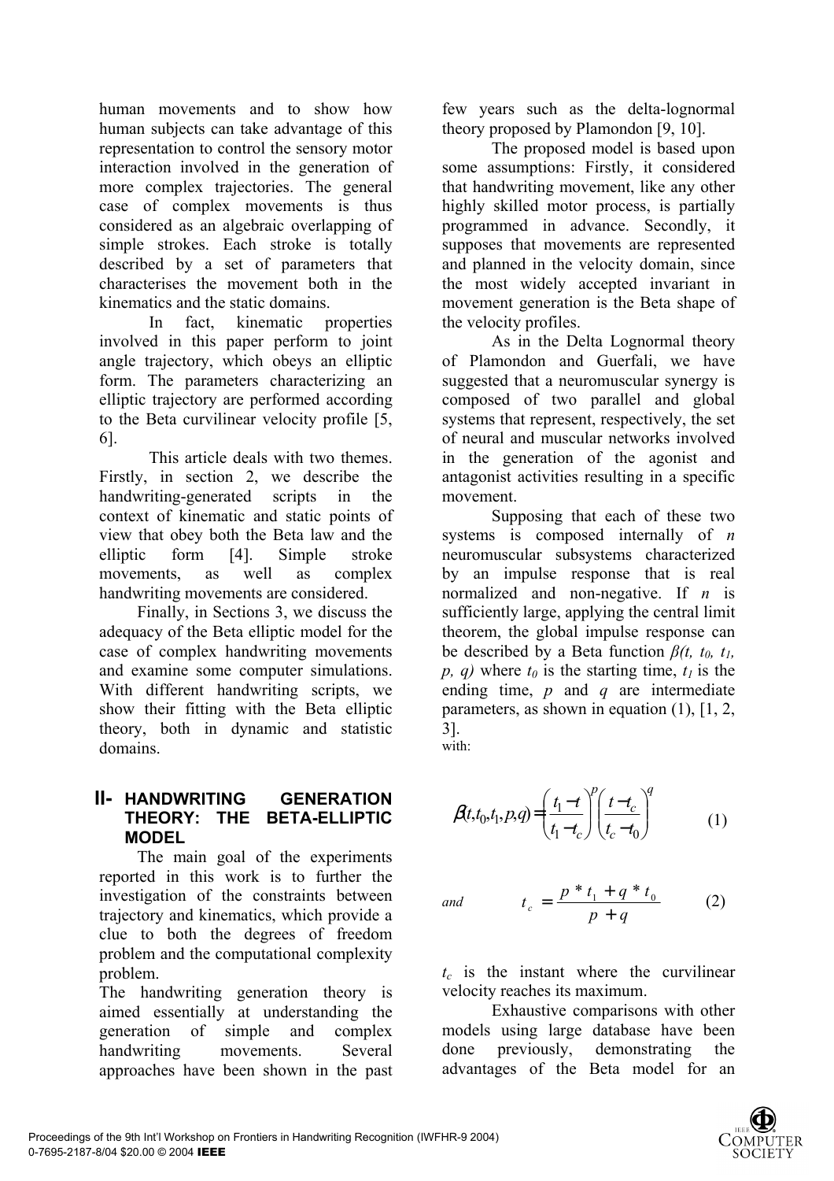human movements and to show how human subjects can take advantage of this representation to control the sensory motor interaction involved in the generation of more complex trajectories. The general case of complex movements is thus considered as an algebraic overlapping of simple strokes. Each stroke is totally described by a set of parameters that characterises the movement both in the kinematics and the static domains.

In fact, kinematic properties involved in this paper perform to joint angle trajectory, which obeys an elliptic form. The parameters characterizing an elliptic trajectory are performed according to the Beta curvilinear velocity profile [5, 6].

This article deals with two themes. Firstly, in section 2, we describe the handwriting-generated scripts in the context of kinematic and static points of view that obey both the Beta law and the elliptic form [4]. Simple stroke movements, as well as complex handwriting movements are considered.

Finally, in Sections 3, we discuss the adequacy of the Beta elliptic model for the case of complex handwriting movements and examine some computer simulations. With different handwriting scripts, we show their fitting with the Beta elliptic theory, both in dynamic and statistic domains.

## II- HANDWRITING GENERATION THEORY: THE BETA-ELLIPTIC MODEL

The main goal of the experiments reported in this work is to further the investigation of the constraints between trajectory and kinematics, which provide a clue to both the degrees of freedom problem and the computational complexity problem.

The handwriting generation theory is aimed essentially at understanding the generation of simple and complex handwriting movements. Several approaches have been shown in the past few years such as the delta-lognormal theory proposed by Plamondon [9, 10].

The proposed model is based upon some assumptions: Firstly, it considered that handwriting movement, like any other highly skilled motor process, is partially programmed in advance. Secondly, it supposes that movements are represented and planned in the velocity domain, since the most widely accepted invariant in movement generation is the Beta shape of the velocity profiles.

As in the Delta Lognormal theory of Plamondon and Guerfali, we have suggested that a neuromuscular synergy is composed of two parallel and global systems that represent, respectively, the set of neural and muscular networks involved in the generation of the agonist and antagonist activities resulting in a specific movement.

Supposing that each of these two systems is composed internally of $n$ neuromuscular subsystems characterized by an impulse response that is real normalized and non-negative. If $n$ is sufficiently large, applying the central limit theorem, the global impulse response can be described by a Beta function $\beta(t, t_0, t_1, p, q)$ where $t_0$ is the starting time, $t_1$ is the ending time, $p$ and $q$ are intermediate parameters, as shown in equation (1), [1, 2, 3].

with:

$$\beta(t,t_0,t_1,p,q) = \left(\frac{t_1 - t}{t_1 - t_c}\right)^p \left(\frac{t - t_c}{t_c - t_0}\right)^q \qquad (1)$$

$$\text{and} \qquad t_c = \frac{p * t_1 + q * t_0}{p + q} \qquad (2)$$

$t_c$ is the instant where the curvilinear velocity reaches its maximum.

Exhaustive comparisons with other models using large database have been done previously, demonstrating the advantages of the Beta model for an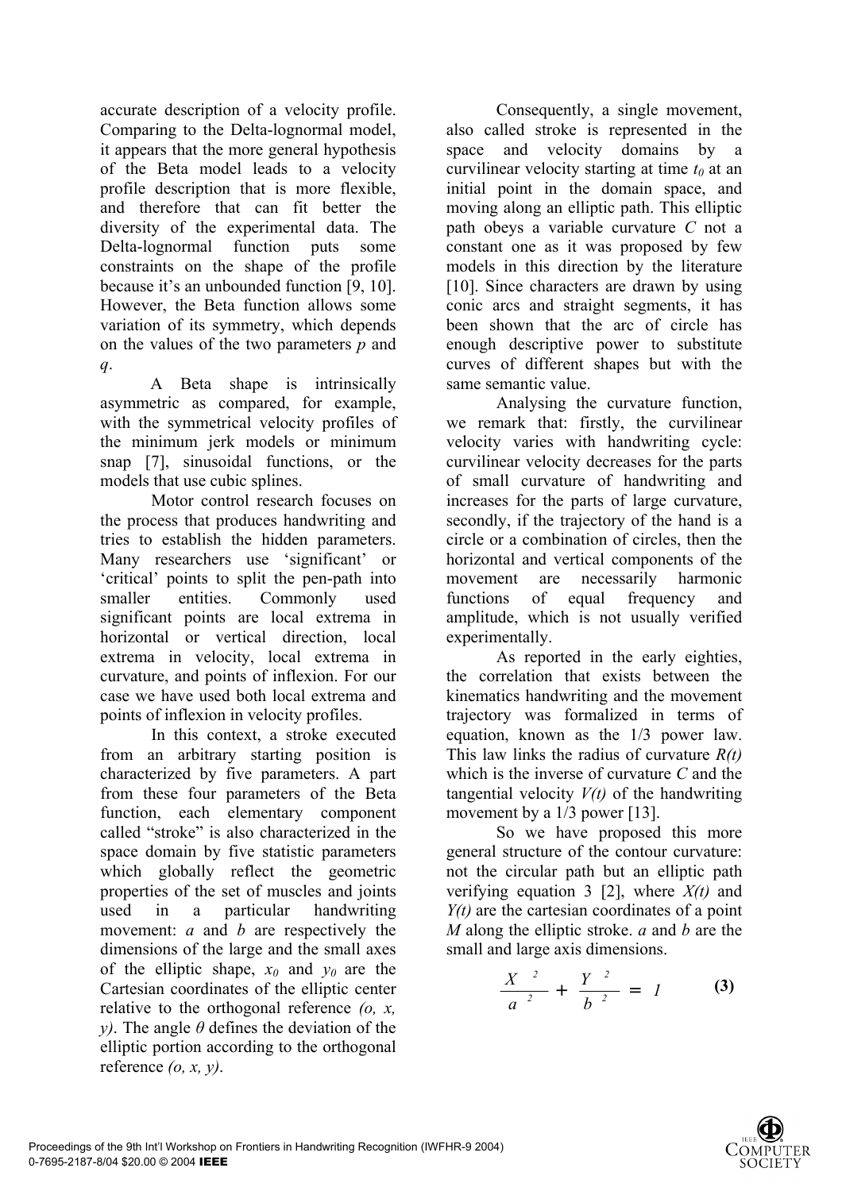accurate description of a velocity profile. Comparing to the Delta-lognormal model, it appears that the more general hypothesis of the Beta model leads to a velocity profile description that is more flexible, and therefore that can fit better the diversity of the experimental data. The Delta-lognormal function puts some constraints on the shape of the profile because it's an unbounded function [9, 10]. However, the Beta function allows some variation of its symmetry, which depends on the values of the two parameters $p$ and $q$.

A Beta shape is intrinsically asymmetric as compared, for example, with the symmetrical velocity profiles of the minimum jerk models or minimum snap [7], sinusoidal functions, or the models that use cubic splines.

Motor control research focuses on the process that produces handwriting and tries to establish the hidden parameters. Many researchers use 'significant' or 'critical' points to split the pen-path into smaller entities. Commonly used significant points are local extrema in horizontal or vertical direction, local extrema in velocity, local extrema in curvature, and points of inflexion. For our case we have used both local extrema and points of inflexion in velocity profiles.

In this context, a stroke executed from an arbitrary starting position is characterized by five parameters. A part from these four parameters of the Beta function, each elementary component called "stroke" is also characterized in the space domain by five statistic parameters which globally reflect the geometric properties of the set of muscles and joints used in a particular handwriting movement: $a$ and $b$ are respectively the dimensions of the large and the small axes of the elliptic shape, $x_0$ and $y_0$ are the Cartesian coordinates of the elliptic center relative to the orthogonal reference *(o, x, y)*. The angle $\theta$ defines the deviation of the elliptic portion according to the orthogonal reference *(o, x, y)*.

Consequently, a single movement, also called stroke is represented in the space and velocity domains by a curvilinear velocity starting at time $t_0$ at an initial point in the domain space, and moving along an elliptic path. This elliptic path obeys a variable curvature $C$ not a constant one as it was proposed by few models in this direction by the literature [10]. Since characters are drawn by using conic arcs and straight segments, it has been shown that the arc of circle has enough descriptive power to substitute curves of different shapes but with the same semantic value.

Analysing the curvature function, we remark that: firstly, the curvilinear velocity varies with handwriting cycle: curvilinear velocity decreases for the parts of small curvature of handwriting and increases for the parts of large curvature, secondly, if the trajectory of the hand is a circle or a combination of circles, then the horizontal and vertical components of the movement are necessarily harmonic functions of equal frequency and amplitude, which is not usually verified experimentally.

As reported in the early eighties, the correlation that exists between the kinematics handwriting and the movement trajectory was formalized in terms of equation, known as the 1/3 power law. This law links the radius of curvature $R(t)$ which is the inverse of curvature $C$ and the tangential velocity $V(t)$ of the handwriting movement by a 1/3 power [13].

So we have proposed this more general structure of the contour curvature: not the circular path but an elliptic path verifying equation 3 [2], where $X(t)$ and $Y(t)$ are the cartesian coordinates of a point $M$ along the elliptic stroke. $a$ and $b$ are the small and large axis dimensions.

$$\frac{X^2}{a^2} + \frac{Y^2}{b^2} = 1 \qquad \textbf{(3)}$$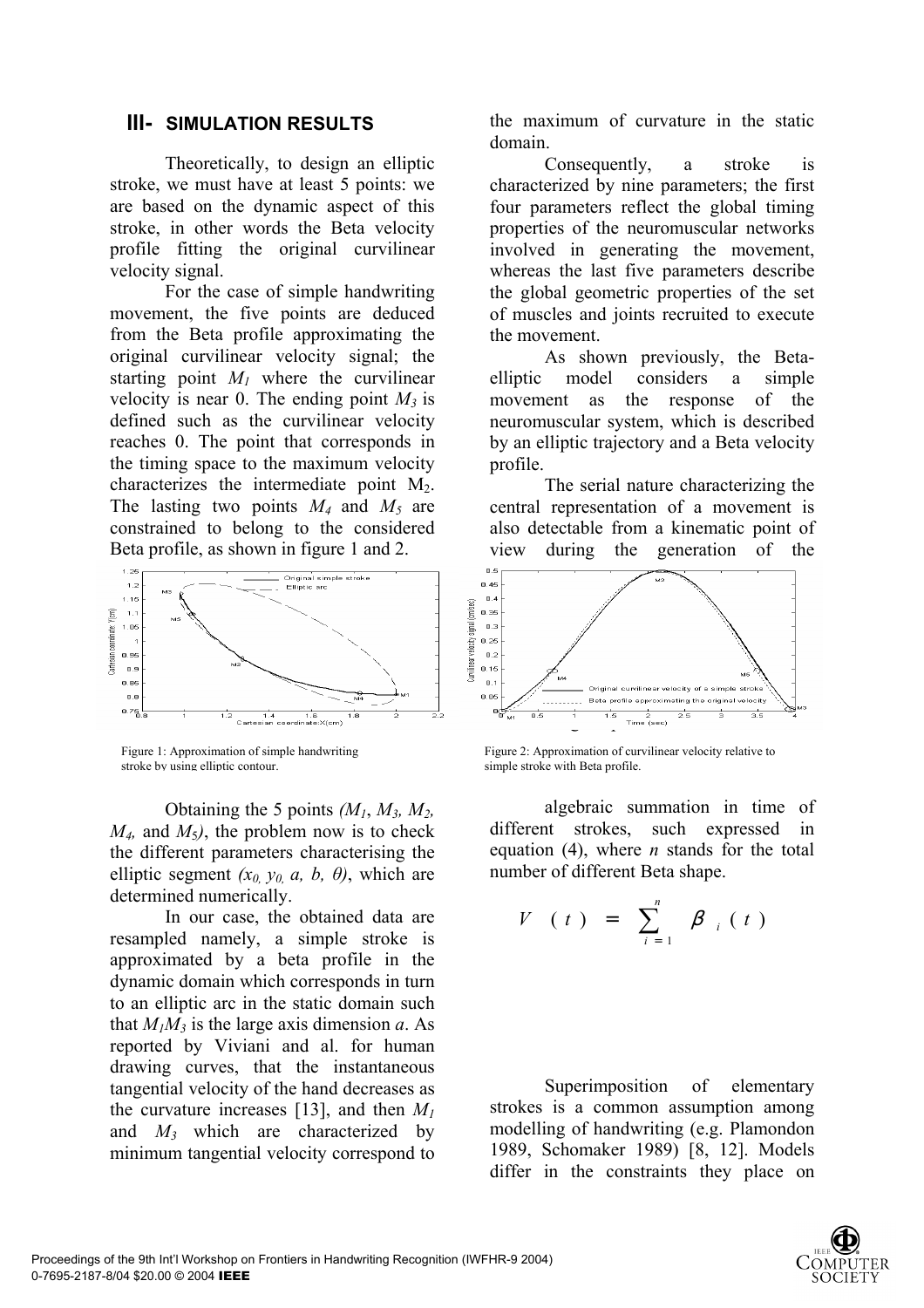## III- SIMULATION RESULTS

Theoretically, to design an elliptic stroke, we must have at least 5 points: we are based on the dynamic aspect of this stroke, in other words the Beta velocity profile fitting the original curvilinear velocity signal.

For the case of simple handwriting movement, the five points are deduced from the Beta profile approximating the original curvilinear velocity signal; the starting point $M_1$ where the curvilinear velocity is near 0. The ending point $M_3$ is defined such as the curvilinear velocity reaches 0. The point that corresponds in the timing space to the maximum velocity characterizes the intermediate point $M_2$. The lasting two points $M_4$ and $M_5$ are constrained to belong to the considered Beta profile, as shown in figure 1 and 2.

Figure 1: Approximation of simple handwriting stroke by using elliptic contour.

Figure 2: Approximation of curvilinear velocity relative to simple stroke with Beta profile.

Obtaining the 5 points *($M_1$, $M_3$, $M_2$, $M_4$,* and *$M_5$)*, the problem now is to check the different parameters characterising the elliptic segment *($x_0$, $y_0$, $a$, $b$, $\theta$)*, which are determined numerically.

In our case, the obtained data are resampled namely, a simple stroke is approximated by a beta profile in the dynamic domain which corresponds in turn to an elliptic arc in the static domain such that $M_1M_3$ is the large axis dimension *a*. As reported by Viviani and al. for human drawing curves, that the instantaneous tangential velocity of the hand decreases as the curvature increases [13], and then $M_1$ and $M_3$ which are characterized by minimum tangential velocity correspond to the maximum of curvature in the static domain.

Consequently, a stroke is characterized by nine parameters; the first four parameters reflect the global timing properties of the neuromuscular networks involved in generating the movement, whereas the last five parameters describe the global geometric properties of the set of muscles and joints recruited to execute the movement.

As shown previously, the Beta-elliptic model considers a simple movement as the response of the neuromuscular system, which is described by an elliptic trajectory and a Beta velocity profile.

The serial nature characterizing the central representation of a movement is also detectable from a kinematic point of view during the generation of the algebraic summation in time of different strokes, such expressed in equation (4), where *n* stands for the total number of different Beta shape.

$$V(t) = \sum_{i=1}^{n} \beta_i(t)$$

Superimposition of elementary strokes is a common assumption among modelling of handwriting (e.g. Plamondon 1989, Schomaker 1989) [8, 12]. Models differ in the constraints they place on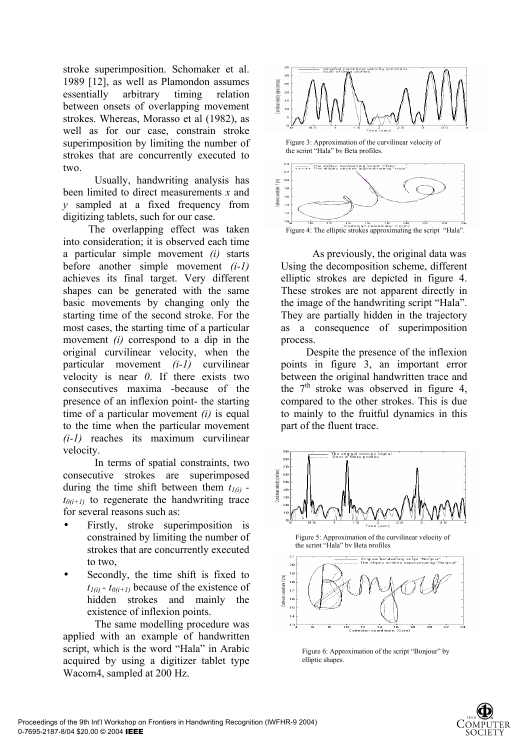stroke superimposition. Schomaker et al. 1989 [12], as well as Plamondon assumes essentially arbitrary timing relation between onsets of overlapping movement strokes. Whereas, Morasso et al (1982), as well as for our case, constrain stroke superimposition by limiting the number of strokes that are concurrently executed to two.

Usually, handwriting analysis has been limited to direct measurements *x* and *y* sampled at a fixed frequency from digitizing tablets, such for our case.

The overlapping effect was taken into consideration; it is observed each time a particular simple movement *(i)* starts before another simple movement *(i-1)* achieves its final target. Very different shapes can be generated with the same basic movements by changing only the starting time of the second stroke. For the most cases, the starting time of a particular movement *(i)* correspond to a dip in the original curvilinear velocity, when the particular movement *(i-1)* curvilinear velocity is near *0*. If there exists two consecutives maxima -because of the presence of an inflexion point- the starting time of a particular movement *(i)* is equal to the time when the particular movement *(i-1)* reaches its maximum curvilinear velocity.

In terms of spatial constraints, two consecutive strokes are superimposed during the time shift between them $t_{1(i)} - t_{0(i+1)}$ to regenerate the handwriting trace for several reasons such as:

- Firstly, stroke superimposition is constrained by limiting the number of strokes that are concurrently executed to two,
- Secondly, the time shift is fixed to $t_{1(i)} - t_{0(i+1)}$ because of the existence of hidden strokes and mainly the existence of inflexion points.

The same modelling procedure was applied with an example of handwritten script, which is the word "Hala" in Arabic acquired by using a digitizer tablet type Wacom4, sampled at 200 Hz.

Figure 3: Approximation of the curvilinear velocity of the script "Hala" by Beta profiles.

Figure 4: The elliptic strokes approximating the script "Hala".

As previously, the original data was Using the decomposition scheme, different elliptic strokes are depicted in figure 4. These strokes are not apparent directly in the image of the handwriting script "Hala". They are partially hidden in the trajectory as a consequence of superimposition process.

Despite the presence of the inflexion points in figure 3, an important error between the original handwritten trace and the 7[th] stroke was observed in figure 4, compared to the other strokes. This is due to mainly to the fruitful dynamics in this part of the fluent trace.

Figure 5: Approximation of the curvilinear velocity of the script "Hala" by Beta profiles

Figure 6: Approximation of the script "Bonjour" by elliptic shapes.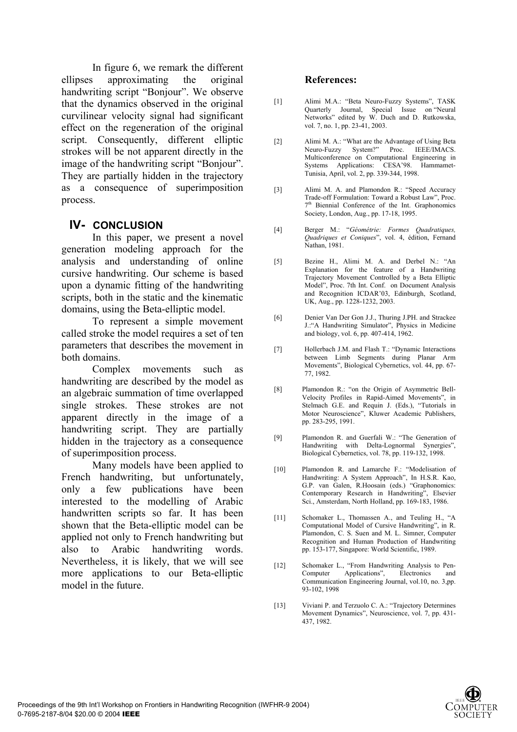In figure 6, we remark the different ellipses approximating the original handwriting script "Bonjour". We observe that the dynamics observed in the original curvilinear velocity signal had significant effect on the regeneration of the original script. Consequently, different elliptic strokes will be not apparent directly in the image of the handwriting script "Bonjour". They are partially hidden in the trajectory as a consequence of superimposition process.

## IV- CONCLUSION

In this paper, we present a novel generation modeling approach for the analysis and understanding of online cursive handwriting. Our scheme is based upon a dynamic fitting of the handwriting scripts, both in the static and the kinematic domains, using the Beta-elliptic model.

To represent a simple movement called stroke the model requires a set of ten parameters that describes the movement in both domains.

Complex movements such as handwriting are described by the model as an algebraic summation of time overlapped single strokes. These strokes are not apparent directly in the image of a handwriting script. They are partially hidden in the trajectory as a consequence of superimposition process.

Many models have been applied to French handwriting, but unfortunately, only a few publications have been interested to the modelling of Arabic handwritten scripts so far. It has been shown that the Beta-elliptic model can be applied not only to French handwriting but also to Arabic handwriting words. Nevertheless, it is likely, that we will see more applications to our Beta-elliptic model in the future.

## References:

[1] Alimi M.A.: "Beta Neuro-Fuzzy Systems", TASK Quarterly Journal, Special Issue on "Neural Networks" edited by W. Duch and D. Rutkowska, vol. 7, no. 1, pp. 23-41, 2003.

[2] Alimi M. A.: "What are the Advantage of Using Beta Neuro-Fuzzy System?" Proc. IEEE/IMACS. Multiconference on Computational Engineering in Systems Applications: CESA'98. Hammamet-Tunisia, April, vol. 2, pp. 339-344, 1998.

[3] Alimi M. A. and Plamondon R.: "Speed Accuracy Trade-off Formulation: Toward a Robust Law", Proc. 7th Biennial Conference of the Int. Graphonomics Society, London, Aug., pp. 17-18, 1995.

[4] Berger M.: "*Géométrie: Formes Quadratiques, Quadriques et Coniques*", vol. 4, édition, Fernand Nathan, 1981.

[5] Bezine H., Alimi M. A. and Derbel N.: "An Explanation for the feature of a Handwriting Trajectory Movement Controlled by a Beta Elliptic Model", Proc. 7th Int. Conf. on Document Analysis and Recognition ICDAR'03, Edinburgh, Scotland, UK, Aug., pp. 1228-1232, 2003.

[6] Denier Van Der Gon J.J., Thuring J.PH. and Strackee J.:"A Handwriting Simulator", Physics in Medicine and biology, vol. 6, pp. 407-414, 1962.

[7] Hollerbach J.M. and Flash T.: "Dynamic Interactions between Limb Segments during Planar Arm Movements", Biological Cybernetics, vol. 44, pp. 67-77, 1982.

[8] Plamondon R.: "on the Origin of Asymmetric Bell-Velocity Profiles in Rapid-Aimed Movements", in Stelmach G.E. and Requin J. (Eds.), "Tutorials in Motor Neuroscience", Kluwer Academic Publishers, pp. 283-295, 1991.

[9] Plamondon R. and Guerfali W.: "The Generation of Handwriting with Delta-Lognormal Synergies", Biological Cybernetics, vol. 78, pp. 119-132, 1998.

[10] Plamondon R. and Lamarche F.: "Modelisation of Handwriting: A System Approach", In H.S.R. Kao, G.P. van Galen, R.Hoosain (eds.) "Graphonomics: Contemporary Research in Handwriting", Elsevier Sci., Amsterdam, North Holland, pp. 169-183, 1986.

[11] Schomaker L., Thomassen A., and Teuling H., "A Computational Model of Cursive Handwriting", in R. Plamondon, C. S. Suen and M. L. Simner, Computer Recognition and Human Production of Handwriting pp. 153-177, Singapore: World Scientific, 1989.

[12] Schomaker L., "From Handwriting Analysis to Pen-Computer Applications", Electronics and Communication Engineering Journal, vol.10, no. 3,pp. 93-102, 1998

[13] Viviani P. and Terzuolo C. A.: "Trajectory Determines Movement Dynamics", Neuroscience, vol. 7, pp. 431-437, 1982.